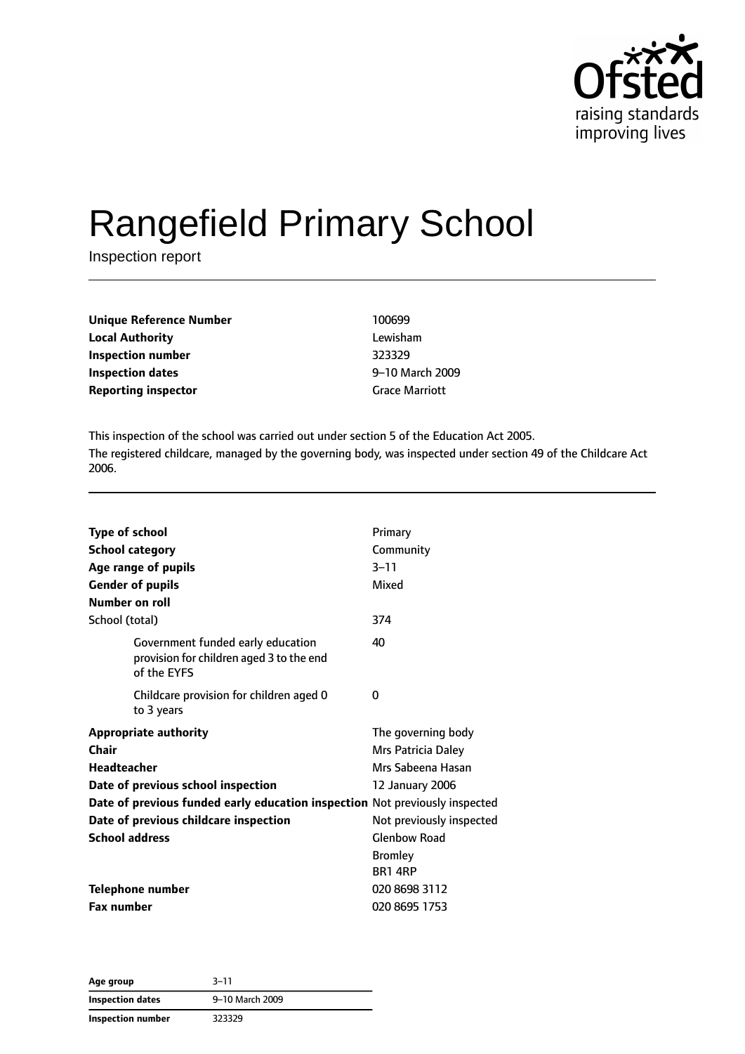Ofsted
raising standards
improving lives

# Rangefield Primary School

Inspection report

| | |
|---|---|
| **Unique Reference Number** | 100699 |
| **Local Authority** | Lewisham |
| **Inspection number** | 323329 |
| **Inspection dates** | 9–10 March 2009 |
| **Reporting inspector** | Grace Marriott |

This inspection of the school was carried out under section 5 of the Education Act 2005.

The registered childcare, managed by the governing body, was inspected under section 49 of the Childcare Act 2006.

| | |
|---|---|
| **Type of school** | Primary |
| **School category** | Community |
| **Age range of pupils** | 3–11 |
| **Gender of pupils** | Mixed |
| **Number on roll** | |
| School (total) | 374 |
| Government funded early education provision for children aged 3 to the end of the EYFS | 40 |
| Childcare provision for children aged 0 to 3 years | 0 |
| **Appropriate authority** | The governing body |
| **Chair** | Mrs Patricia Daley |
| **Headteacher** | Mrs Sabeena Hasan |
| **Date of previous school inspection** | 12 January 2006 |
| **Date of previous funded early education inspection** | Not previously inspected |
| **Date of previous childcare inspection** | Not previously inspected |
| **School address** | Glenbow Road<br>Bromley<br>BR1 4RP |
| **Telephone number** | 020 8698 3112 |
| **Fax number** | 020 8695 1753 |

| | |
|---|---|
| **Age group** | 3–11 |
| **Inspection dates** | 9–10 March 2009 |
| **Inspection number** | 323329 |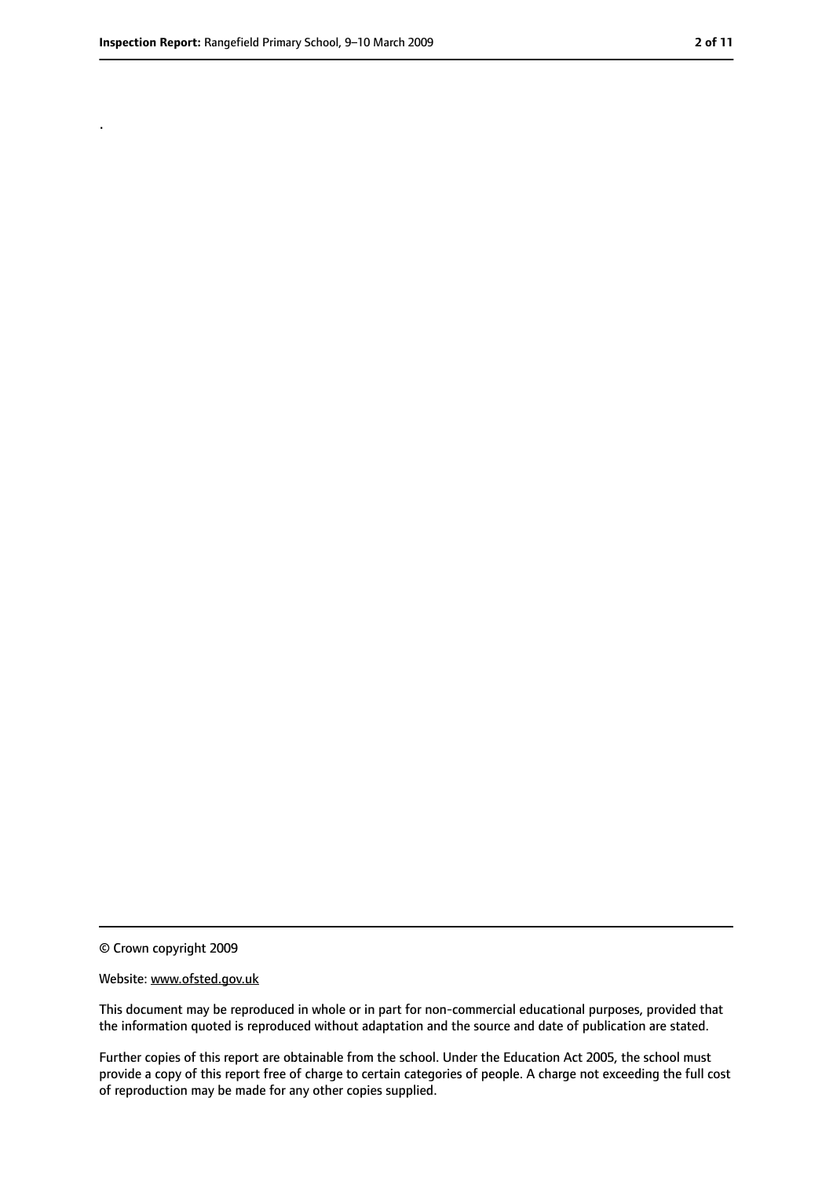.

© Crown copyright 2009

Website: www.ofsted.gov.uk

This document may be reproduced in whole or in part for non-commercial educational purposes, provided that the information quoted is reproduced without adaptation and the source and date of publication are stated.

Further copies of this report are obtainable from the school. Under the Education Act 2005, the school must provide a copy of this report free of charge to certain categories of people. A charge not exceeding the full cost of reproduction may be made for any other copies supplied.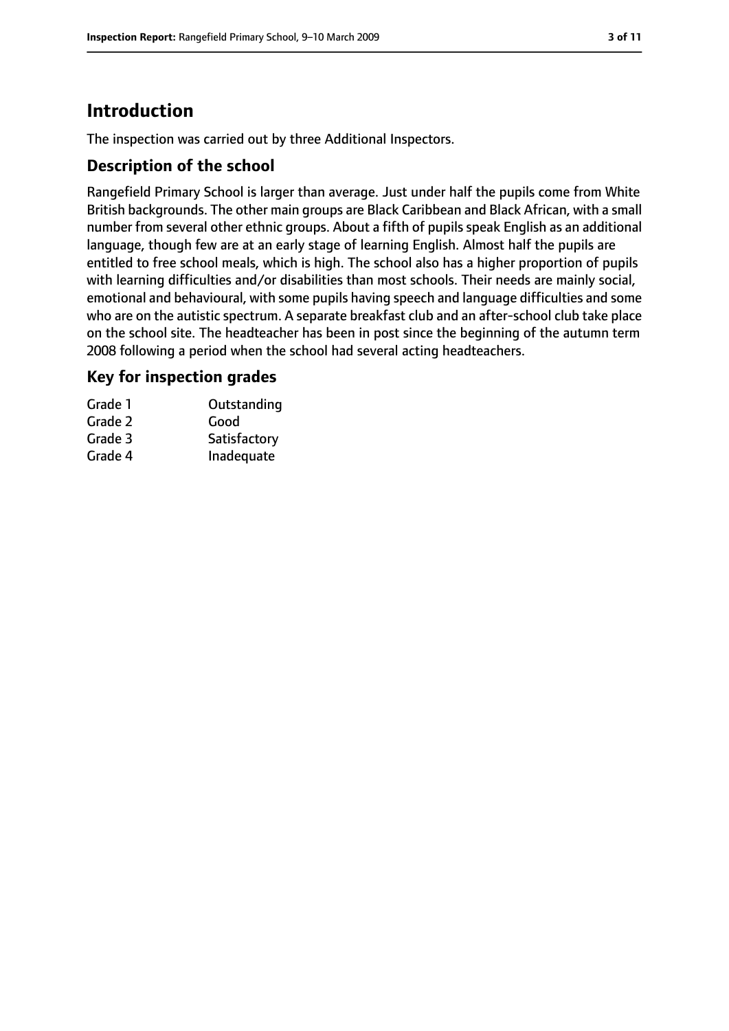# Introduction

The inspection was carried out by three Additional Inspectors.

## Description of the school

Rangefield Primary School is larger than average. Just under half the pupils come from White British backgrounds. The other main groups are Black Caribbean and Black African, with a small number from several other ethnic groups. About a fifth of pupils speak English as an additional language, though few are at an early stage of learning English. Almost half the pupils are entitled to free school meals, which is high. The school also has a higher proportion of pupils with learning difficulties and/or disabilities than most schools. Their needs are mainly social, emotional and behavioural, with some pupils having speech and language difficulties and some who are on the autistic spectrum. A separate breakfast club and an after-school club take place on the school site. The headteacher has been in post since the beginning of the autumn term 2008 following a period when the school had several acting headteachers.

## Key for inspection grades

| | |
|---|---|
| Grade 1 | Outstanding |
| Grade 2 | Good |
| Grade 3 | Satisfactory |
| Grade 4 | Inadequate |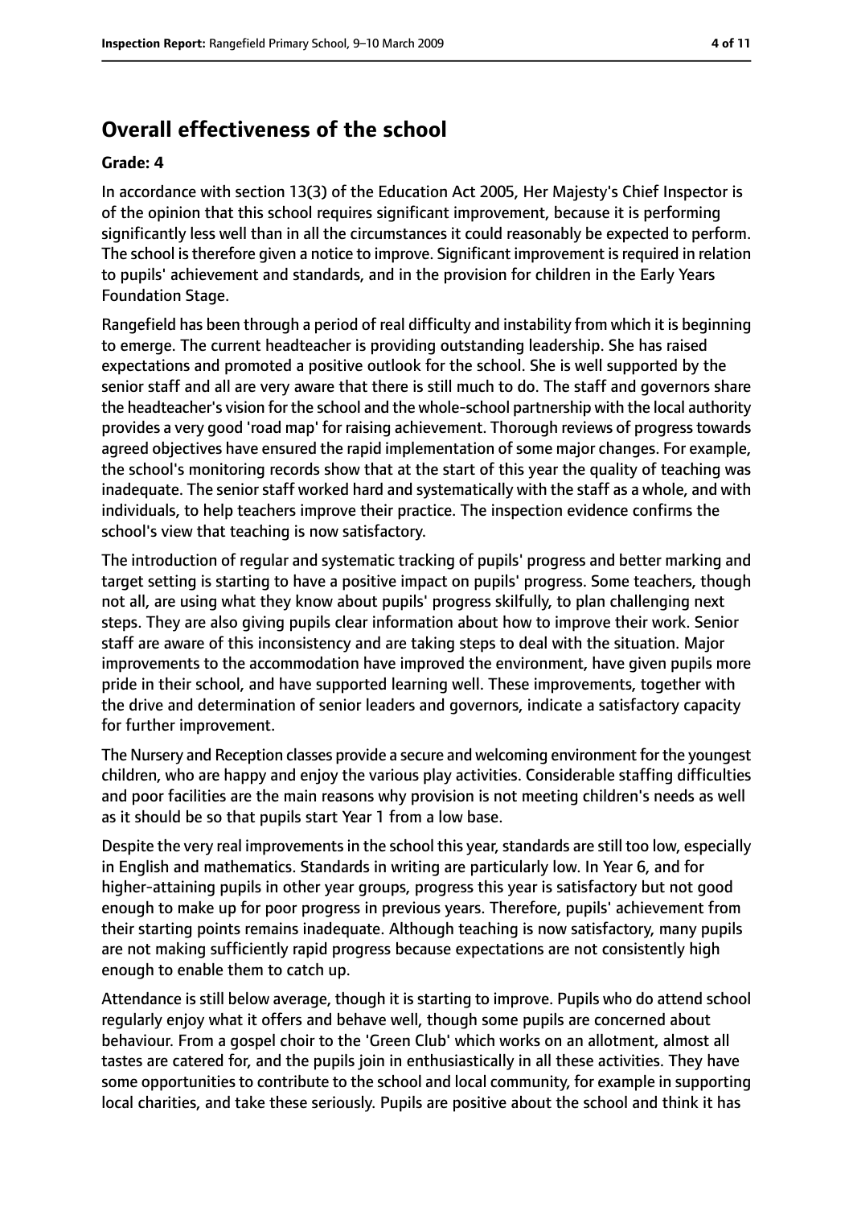## Overall effectiveness of the school

**Grade: 4**

In accordance with section 13(3) of the Education Act 2005, Her Majesty's Chief Inspector is of the opinion that this school requires significant improvement, because it is performing significantly less well than in all the circumstances it could reasonably be expected to perform. The school is therefore given a notice to improve. Significant improvement is required in relation to pupils' achievement and standards, and in the provision for children in the Early Years Foundation Stage.

Rangefield has been through a period of real difficulty and instability from which it is beginning to emerge. The current headteacher is providing outstanding leadership. She has raised expectations and promoted a positive outlook for the school. She is well supported by the senior staff and all are very aware that there is still much to do. The staff and governors share the headteacher's vision for the school and the whole-school partnership with the local authority provides a very good 'road map' for raising achievement. Thorough reviews of progress towards agreed objectives have ensured the rapid implementation of some major changes. For example, the school's monitoring records show that at the start of this year the quality of teaching was inadequate. The senior staff worked hard and systematically with the staff as a whole, and with individuals, to help teachers improve their practice. The inspection evidence confirms the school's view that teaching is now satisfactory.

The introduction of regular and systematic tracking of pupils' progress and better marking and target setting is starting to have a positive impact on pupils' progress. Some teachers, though not all, are using what they know about pupils' progress skilfully, to plan challenging next steps. They are also giving pupils clear information about how to improve their work. Senior staff are aware of this inconsistency and are taking steps to deal with the situation. Major improvements to the accommodation have improved the environment, have given pupils more pride in their school, and have supported learning well. These improvements, together with the drive and determination of senior leaders and governors, indicate a satisfactory capacity for further improvement.

The Nursery and Reception classes provide a secure and welcoming environment for the youngest children, who are happy and enjoy the various play activities. Considerable staffing difficulties and poor facilities are the main reasons why provision is not meeting children's needs as well as it should be so that pupils start Year 1 from a low base.

Despite the very real improvements in the school this year, standards are still too low, especially in English and mathematics. Standards in writing are particularly low. In Year 6, and for higher-attaining pupils in other year groups, progress this year is satisfactory but not good enough to make up for poor progress in previous years. Therefore, pupils' achievement from their starting points remains inadequate. Although teaching is now satisfactory, many pupils are not making sufficiently rapid progress because expectations are not consistently high enough to enable them to catch up.

Attendance is still below average, though it is starting to improve. Pupils who do attend school regularly enjoy what it offers and behave well, though some pupils are concerned about behaviour. From a gospel choir to the 'Green Club' which works on an allotment, almost all tastes are catered for, and the pupils join in enthusiastically in all these activities. They have some opportunities to contribute to the school and local community, for example in supporting local charities, and take these seriously. Pupils are positive about the school and think it has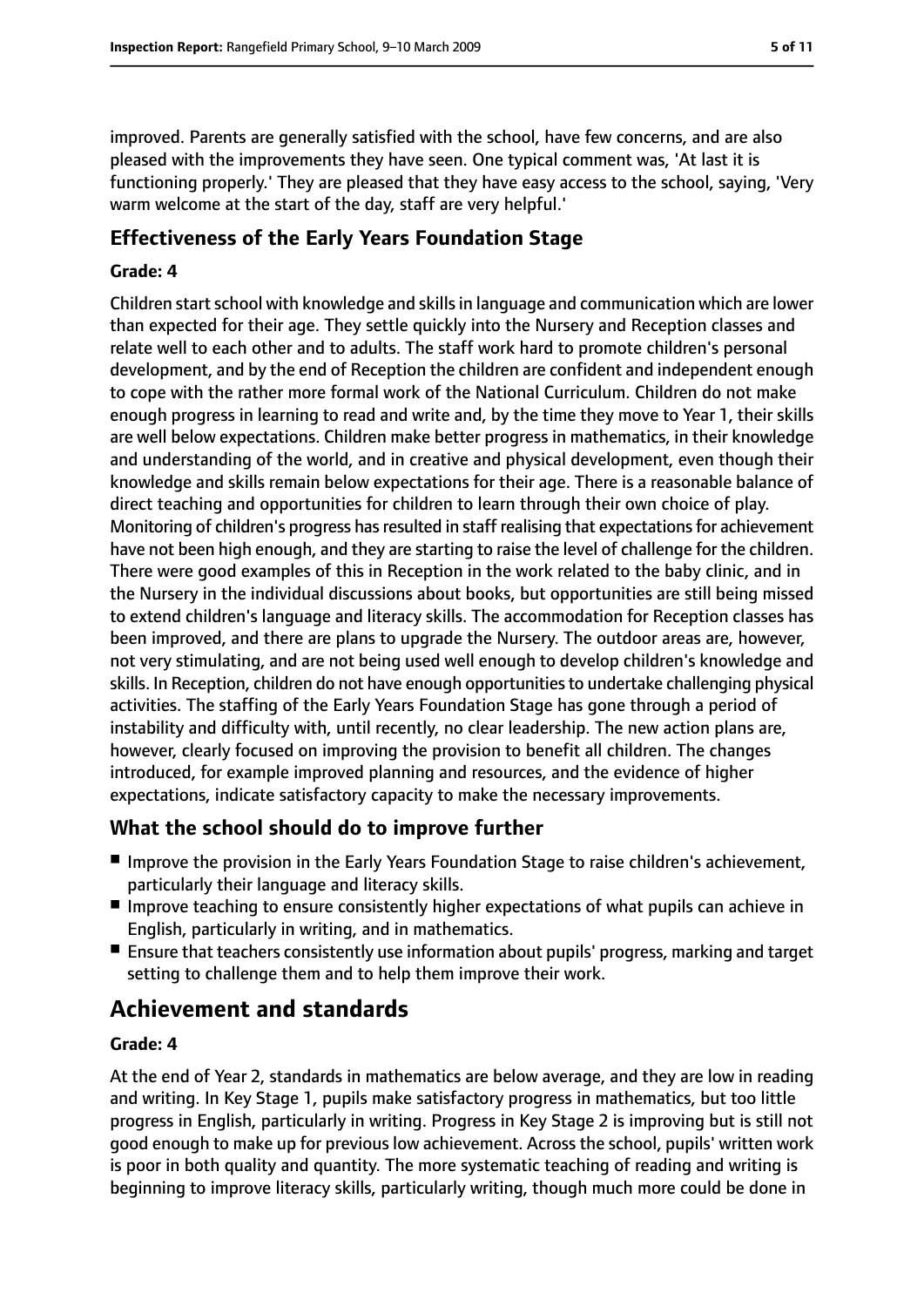improved. Parents are generally satisfied with the school, have few concerns, and are also pleased with the improvements they have seen. One typical comment was, 'At last it is functioning properly.' They are pleased that they have easy access to the school, saying, 'Very warm welcome at the start of the day, staff are very helpful.'

## Effectiveness of the Early Years Foundation Stage

**Grade: 4**

Children start school with knowledge and skills in language and communication which are lower than expected for their age. They settle quickly into the Nursery and Reception classes and relate well to each other and to adults. The staff work hard to promote children's personal development, and by the end of Reception the children are confident and independent enough to cope with the rather more formal work of the National Curriculum. Children do not make enough progress in learning to read and write and, by the time they move to Year 1, their skills are well below expectations. Children make better progress in mathematics, in their knowledge and understanding of the world, and in creative and physical development, even though their knowledge and skills remain below expectations for their age. There is a reasonable balance of direct teaching and opportunities for children to learn through their own choice of play. Monitoring of children's progress has resulted in staff realising that expectations for achievement have not been high enough, and they are starting to raise the level of challenge for the children. There were good examples of this in Reception in the work related to the baby clinic, and in the Nursery in the individual discussions about books, but opportunities are still being missed to extend children's language and literacy skills. The accommodation for Reception classes has been improved, and there are plans to upgrade the Nursery. The outdoor areas are, however, not very stimulating, and are not being used well enough to develop children's knowledge and skills. In Reception, children do not have enough opportunities to undertake challenging physical activities. The staffing of the Early Years Foundation Stage has gone through a period of instability and difficulty with, until recently, no clear leadership. The new action plans are, however, clearly focused on improving the provision to benefit all children. The changes introduced, for example improved planning and resources, and the evidence of higher expectations, indicate satisfactory capacity to make the necessary improvements.

## What the school should do to improve further

- Improve the provision in the Early Years Foundation Stage to raise children's achievement, particularly their language and literacy skills.
- Improve teaching to ensure consistently higher expectations of what pupils can achieve in English, particularly in writing, and in mathematics.
- Ensure that teachers consistently use information about pupils' progress, marking and target setting to challenge them and to help them improve their work.

# Achievement and standards

**Grade: 4**

At the end of Year 2, standards in mathematics are below average, and they are low in reading and writing. In Key Stage 1, pupils make satisfactory progress in mathematics, but too little progress in English, particularly in writing. Progress in Key Stage 2 is improving but is still not good enough to make up for previous low achievement. Across the school, pupils' written work is poor in both quality and quantity. The more systematic teaching of reading and writing is beginning to improve literacy skills, particularly writing, though much more could be done in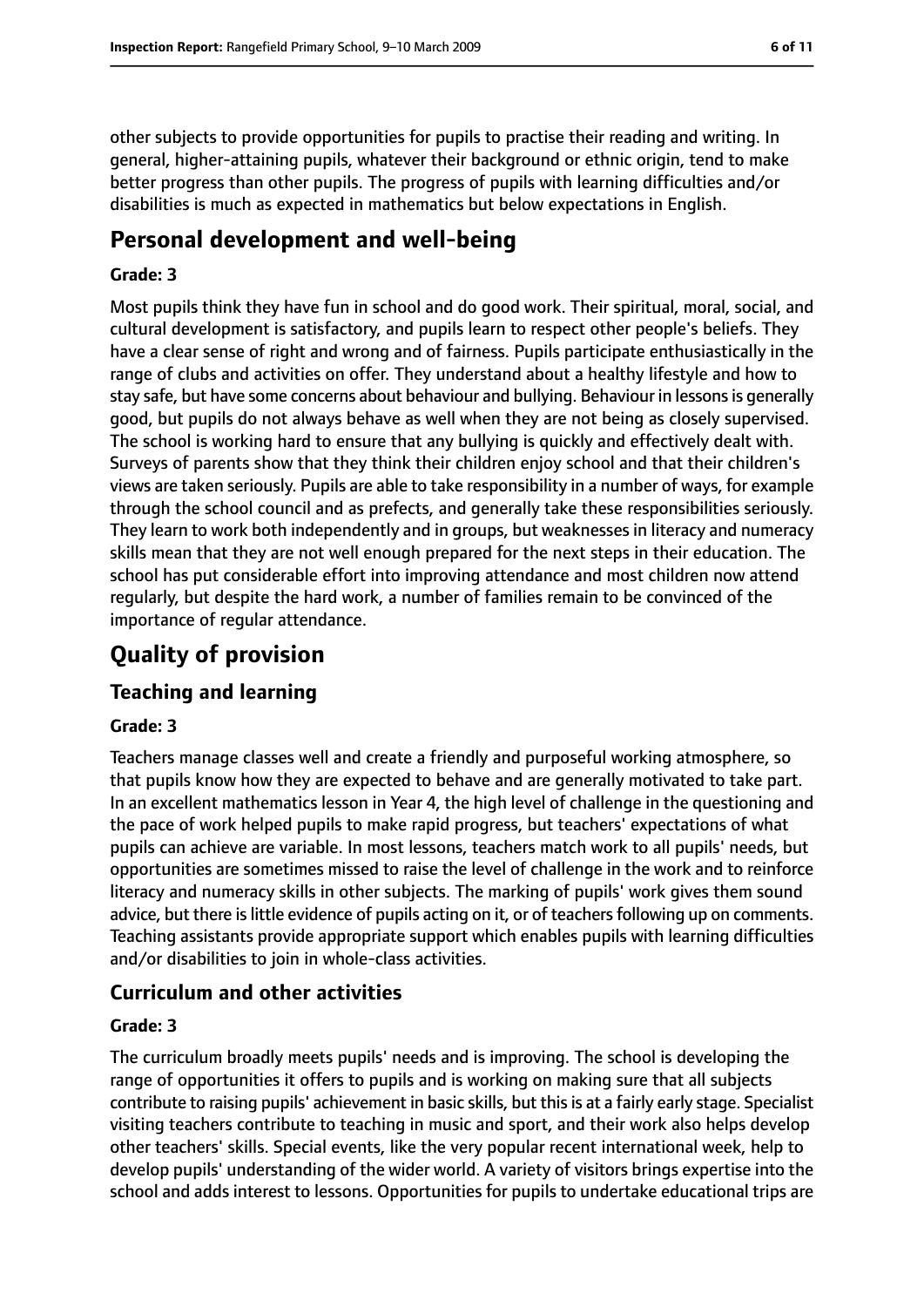other subjects to provide opportunities for pupils to practise their reading and writing. In general, higher-attaining pupils, whatever their background or ethnic origin, tend to make better progress than other pupils. The progress of pupils with learning difficulties and/or disabilities is much as expected in mathematics but below expectations in English.

# Personal development and well-being

### Grade: 3

Most pupils think they have fun in school and do good work. Their spiritual, moral, social, and cultural development is satisfactory, and pupils learn to respect other people's beliefs. They have a clear sense of right and wrong and of fairness. Pupils participate enthusiastically in the range of clubs and activities on offer. They understand about a healthy lifestyle and how to stay safe, but have some concerns about behaviour and bullying. Behaviour in lessons is generally good, but pupils do not always behave as well when they are not being as closely supervised. The school is working hard to ensure that any bullying is quickly and effectively dealt with. Surveys of parents show that they think their children enjoy school and that their children's views are taken seriously. Pupils are able to take responsibility in a number of ways, for example through the school council and as prefects, and generally take these responsibilities seriously. They learn to work both independently and in groups, but weaknesses in literacy and numeracy skills mean that they are not well enough prepared for the next steps in their education. The school has put considerable effort into improving attendance and most children now attend regularly, but despite the hard work, a number of families remain to be convinced of the importance of regular attendance.

# Quality of provision

## Teaching and learning

### Grade: 3

Teachers manage classes well and create a friendly and purposeful working atmosphere, so that pupils know how they are expected to behave and are generally motivated to take part. In an excellent mathematics lesson in Year 4, the high level of challenge in the questioning and the pace of work helped pupils to make rapid progress, but teachers' expectations of what pupils can achieve are variable. In most lessons, teachers match work to all pupils' needs, but opportunities are sometimes missed to raise the level of challenge in the work and to reinforce literacy and numeracy skills in other subjects. The marking of pupils' work gives them sound advice, but there is little evidence of pupils acting on it, or of teachers following up on comments. Teaching assistants provide appropriate support which enables pupils with learning difficulties and/or disabilities to join in whole-class activities.

## Curriculum and other activities

### Grade: 3

The curriculum broadly meets pupils' needs and is improving. The school is developing the range of opportunities it offers to pupils and is working on making sure that all subjects contribute to raising pupils' achievement in basic skills, but this is at a fairly early stage. Specialist visiting teachers contribute to teaching in music and sport, and their work also helps develop other teachers' skills. Special events, like the very popular recent international week, help to develop pupils' understanding of the wider world. A variety of visitors brings expertise into the school and adds interest to lessons. Opportunities for pupils to undertake educational trips are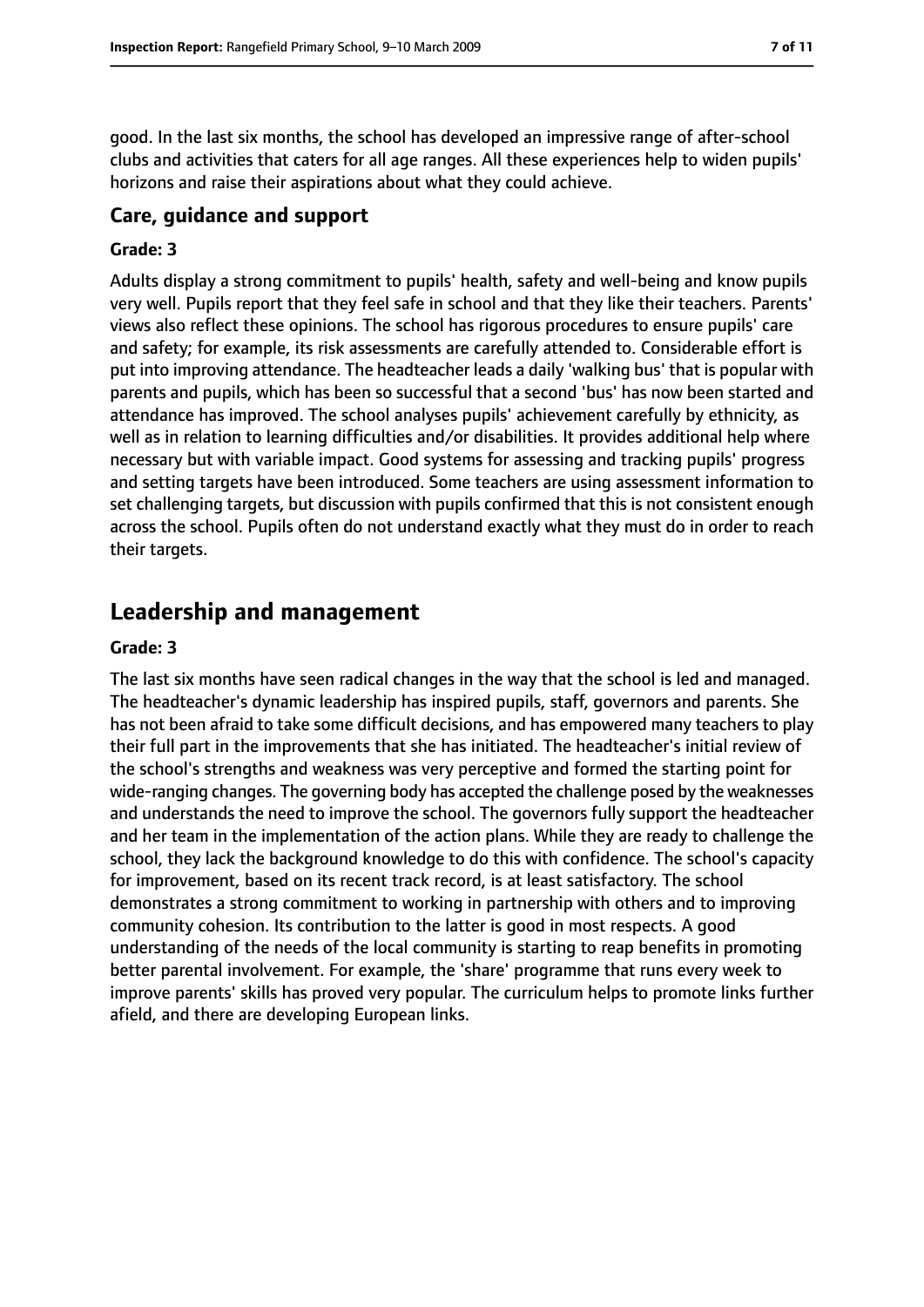good. In the last six months, the school has developed an impressive range of after-school clubs and activities that caters for all age ranges. All these experiences help to widen pupils' horizons and raise their aspirations about what they could achieve.

### Care, guidance and support

#### Grade: 3

Adults display a strong commitment to pupils' health, safety and well-being and know pupils very well. Pupils report that they feel safe in school and that they like their teachers. Parents' views also reflect these opinions. The school has rigorous procedures to ensure pupils' care and safety; for example, its risk assessments are carefully attended to. Considerable effort is put into improving attendance. The headteacher leads a daily 'walking bus' that is popular with parents and pupils, which has been so successful that a second 'bus' has now been started and attendance has improved. The school analyses pupils' achievement carefully by ethnicity, as well as in relation to learning difficulties and/or disabilities. It provides additional help where necessary but with variable impact. Good systems for assessing and tracking pupils' progress and setting targets have been introduced. Some teachers are using assessment information to set challenging targets, but discussion with pupils confirmed that this is not consistent enough across the school. Pupils often do not understand exactly what they must do in order to reach their targets.

## Leadership and management

#### Grade: 3

The last six months have seen radical changes in the way that the school is led and managed. The headteacher's dynamic leadership has inspired pupils, staff, governors and parents. She has not been afraid to take some difficult decisions, and has empowered many teachers to play their full part in the improvements that she has initiated. The headteacher's initial review of the school's strengths and weakness was very perceptive and formed the starting point for wide-ranging changes. The governing body has accepted the challenge posed by the weaknesses and understands the need to improve the school. The governors fully support the headteacher and her team in the implementation of the action plans. While they are ready to challenge the school, they lack the background knowledge to do this with confidence. The school's capacity for improvement, based on its recent track record, is at least satisfactory. The school demonstrates a strong commitment to working in partnership with others and to improving community cohesion. Its contribution to the latter is good in most respects. A good understanding of the needs of the local community is starting to reap benefits in promoting better parental involvement. For example, the 'share' programme that runs every week to improve parents' skills has proved very popular. The curriculum helps to promote links further afield, and there are developing European links.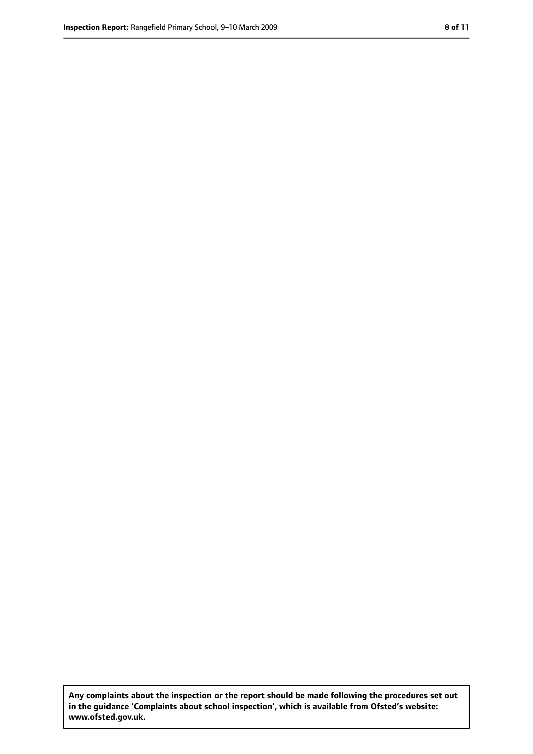**Any complaints about the inspection or the report should be made following the procedures set out in the guidance 'Complaints about school inspection', which is available from Ofsted's website: www.ofsted.gov.uk.**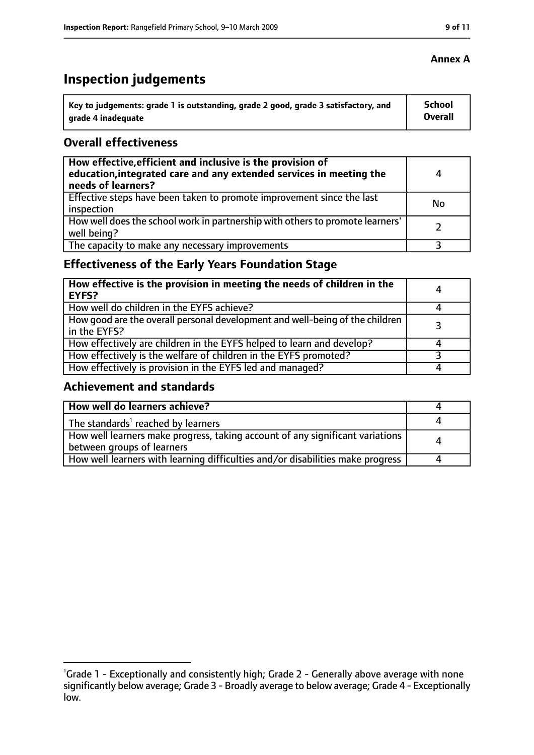**Annex A**

# Inspection judgements

| Key to judgements: grade 1 is outstanding, grade 2 good, grade 3 satisfactory, and grade 4 inadequate | School Overall |
|---|---|

## Overall effectiveness

| | |
|---|---|
| **How effective, efficient and inclusive is the provision of education, integrated care and any extended services in meeting the needs of learners?** | 4 |
| Effective steps have been taken to promote improvement since the last inspection | No |
| How well does the school work in partnership with others to promote learners' well being? | 2 |
| The capacity to make any necessary improvements | 3 |

## Effectiveness of the Early Years Foundation Stage

| | |
|---|---|
| **How effective is the provision in meeting the needs of children in the EYFS?** | 4 |
| How well do children in the EYFS achieve? | 4 |
| How good are the overall personal development and well-being of the children in the EYFS? | 3 |
| How effectively are children in the EYFS helped to learn and develop? | 4 |
| How effectively is the welfare of children in the EYFS promoted? | 3 |
| How effectively is provision in the EYFS led and managed? | 4 |

## Achievement and standards

| | |
|---|---|
| **How well do learners achieve?** | 4 |
| The standards[1] reached by learners | 4 |
| How well learners make progress, taking account of any significant variations between groups of learners | 4 |
| How well learners with learning difficulties and/or disabilities make progress | 4 |

[1] Grade 1 - Exceptionally and consistently high; Grade 2 - Generally above average with none significantly below average; Grade 3 - Broadly average to below average; Grade 4 - Exceptionally low.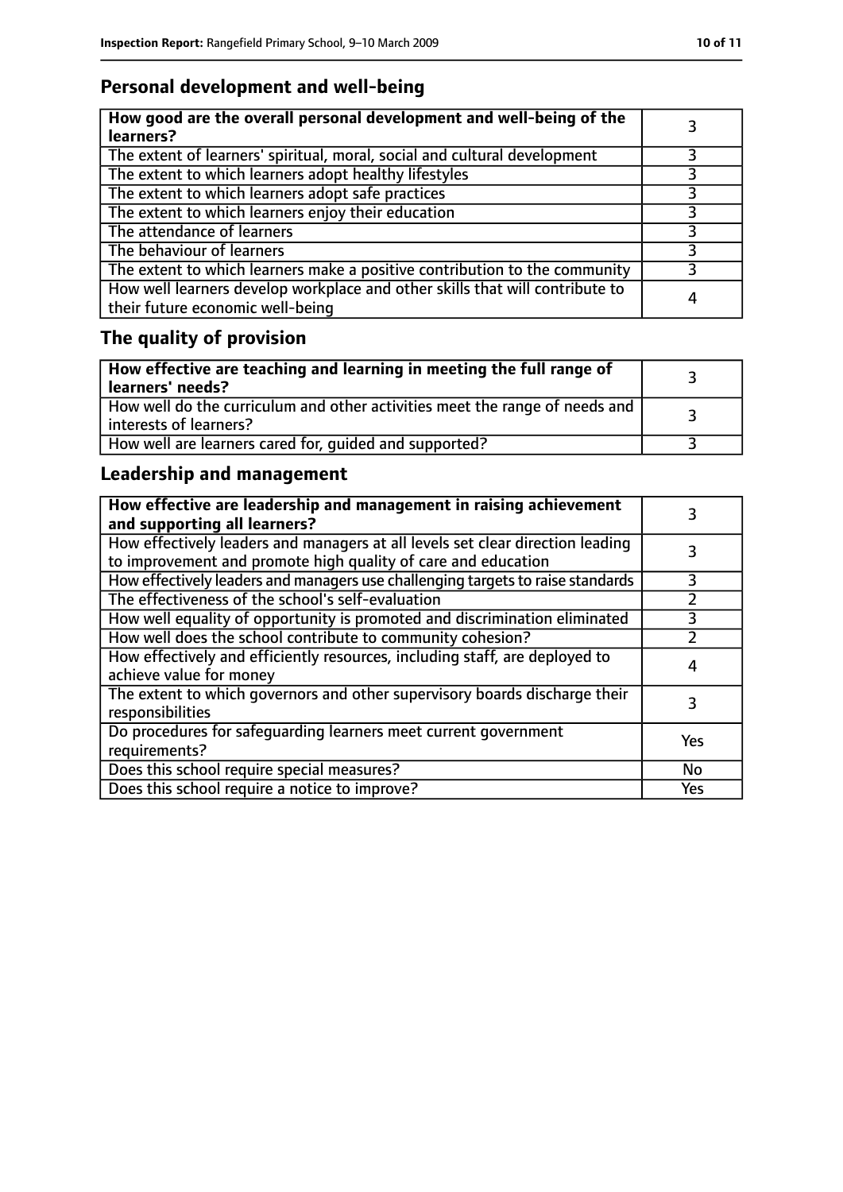## Personal development and well-being

| How good are the overall personal development and well-being of the learners? | 3 |
|---|---|
| The extent of learners' spiritual, moral, social and cultural development | 3 |
| The extent to which learners adopt healthy lifestyles | 3 |
| The extent to which learners adopt safe practices | 3 |
| The extent to which learners enjoy their education | 3 |
| The attendance of learners | 3 |
| The behaviour of learners | 3 |
| The extent to which learners make a positive contribution to the community | 3 |
| How well learners develop workplace and other skills that will contribute to their future economic well-being | 4 |

## The quality of provision

| How effective are teaching and learning in meeting the full range of learners' needs? | 3 |
|---|---|
| How well do the curriculum and other activities meet the range of needs and interests of learners? | 3 |
| How well are learners cared for, guided and supported? | 3 |

## Leadership and management

| How effective are leadership and management in raising achievement and supporting all learners? | 3 |
|---|---|
| How effectively leaders and managers at all levels set clear direction leading to improvement and promote high quality of care and education | 3 |
| How effectively leaders and managers use challenging targets to raise standards | 3 |
| The effectiveness of the school's self-evaluation | 2 |
| How well equality of opportunity is promoted and discrimination eliminated | 3 |
| How well does the school contribute to community cohesion? | 2 |
| How effectively and efficiently resources, including staff, are deployed to achieve value for money | 4 |
| The extent to which governors and other supervisory boards discharge their responsibilities | 3 |
| Do procedures for safeguarding learners meet current government requirements? | Yes |
| Does this school require special measures? | No |
| Does this school require a notice to improve? | Yes |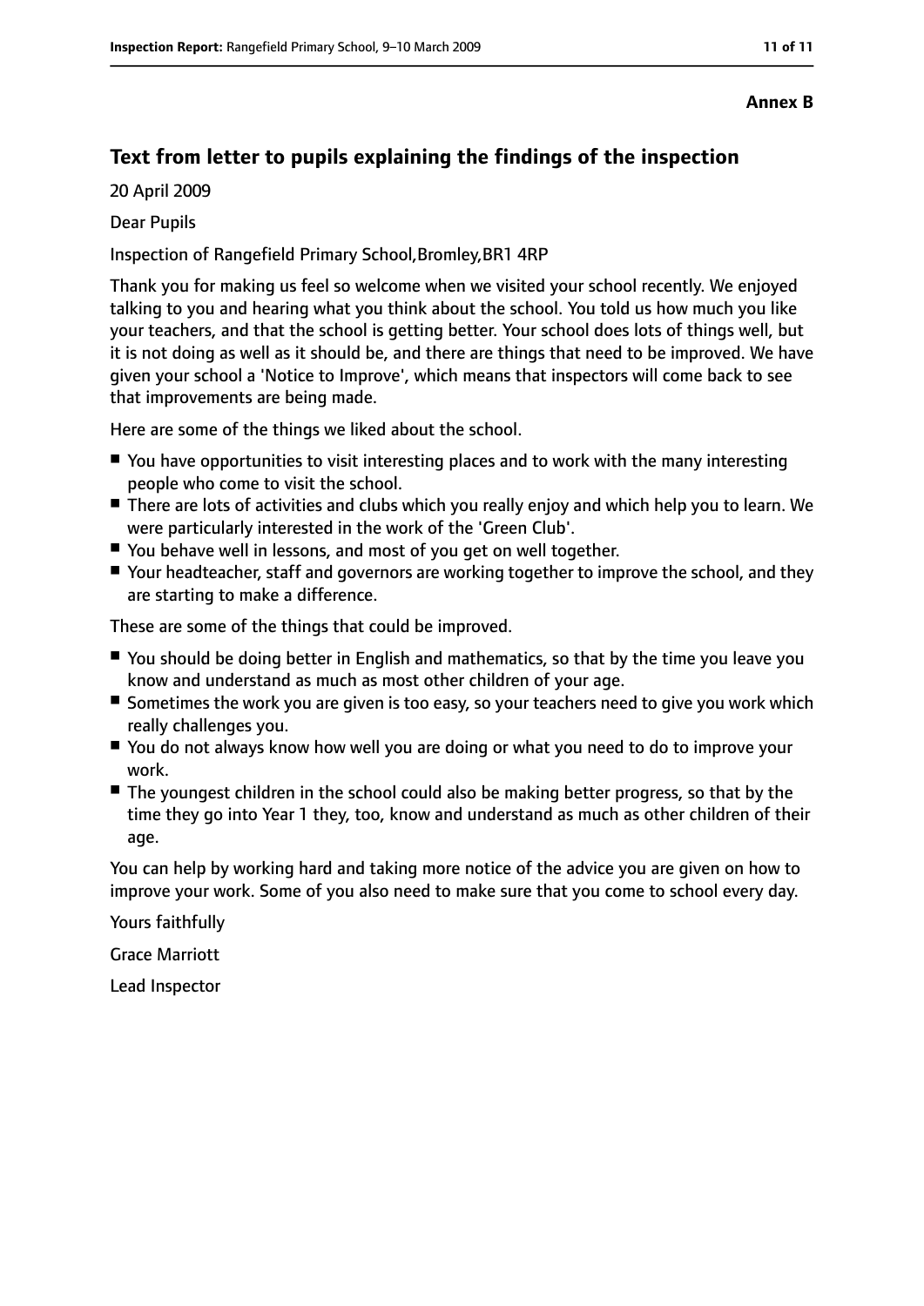**Annex B**

## Text from letter to pupils explaining the findings of the inspection

20 April 2009

Dear Pupils

Inspection of Rangefield Primary School,Bromley,BR1 4RP

Thank you for making us feel so welcome when we visited your school recently. We enjoyed talking to you and hearing what you think about the school. You told us how much you like your teachers, and that the school is getting better. Your school does lots of things well, but it is not doing as well as it should be, and there are things that need to be improved. We have given your school a 'Notice to Improve', which means that inspectors will come back to see that improvements are being made.

Here are some of the things we liked about the school.

- You have opportunities to visit interesting places and to work with the many interesting people who come to visit the school.
- There are lots of activities and clubs which you really enjoy and which help you to learn. We were particularly interested in the work of the 'Green Club'.
- You behave well in lessons, and most of you get on well together.
- Your headteacher, staff and governors are working together to improve the school, and they are starting to make a difference.

These are some of the things that could be improved.

- You should be doing better in English and mathematics, so that by the time you leave you know and understand as much as most other children of your age.
- Sometimes the work you are given is too easy, so your teachers need to give you work which really challenges you.
- You do not always know how well you are doing or what you need to do to improve your work.
- The youngest children in the school could also be making better progress, so that by the time they go into Year 1 they, too, know and understand as much as other children of their age.

You can help by working hard and taking more notice of the advice you are given on how to improve your work. Some of you also need to make sure that you come to school every day.

Yours faithfully

Grace Marriott

Lead Inspector